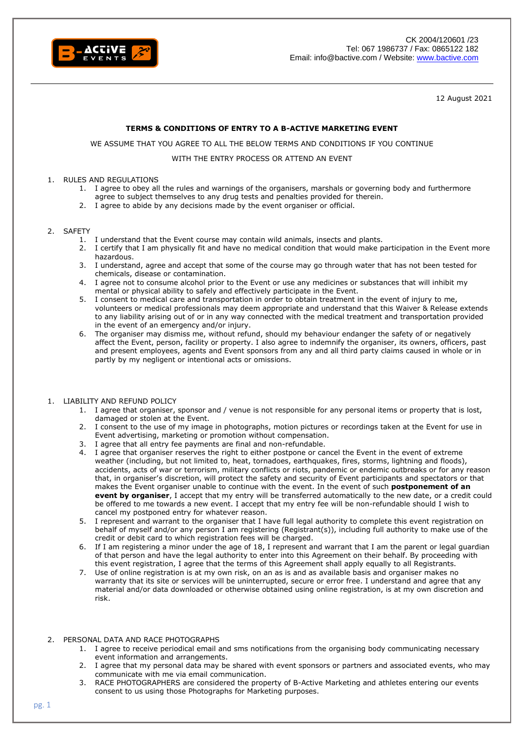CK 2004/120601 /23
Tel: 067 1986737 / Fax: 0865122 182
Email: info@bactive.com / Website: www.bactive.com

12 August 2021

**TERMS & CONDITIONS OF ENTRY TO A B-ACTIVE MARKETING EVENT**

WE ASSUME THAT YOU AGREE TO ALL THE BELOW TERMS AND CONDITIONS IF YOU CONTINUE

WITH THE ENTRY PROCESS OR ATTEND AN EVENT

1. RULES AND REGULATIONS
    1. I agree to obey all the rules and warnings of the organisers, marshals or governing body and furthermore agree to subject themselves to any drug tests and penalties provided for therein.
    2. I agree to abide by any decisions made by the event organiser or official.

2. SAFETY
    1. I understand that the Event course may contain wild animals, insects and plants.
    2. I certify that I am physically fit and have no medical condition that would make participation in the Event more hazardous.
    3. I understand, agree and accept that some of the course may go through water that has not been tested for chemicals, disease or contamination.
    4. I agree not to consume alcohol prior to the Event or use any medicines or substances that will inhibit my mental or physical ability to safely and effectively participate in the Event.
    5. I consent to medical care and transportation in order to obtain treatment in the event of injury to me, volunteers or medical professionals may deem appropriate and understand that this Waiver & Release extends to any liability arising out of or in any way connected with the medical treatment and transportation provided in the event of an emergency and/or injury.
    6. The organiser may dismiss me, without refund, should my behaviour endanger the safety of or negatively affect the Event, person, facility or property. I also agree to indemnify the organiser, its owners, officers, past and present employees, agents and Event sponsors from any and all third party claims caused in whole or in partly by my negligent or intentional acts or omissions.

1. LIABILITY AND REFUND POLICY
    1. I agree that organiser, sponsor and / venue is not responsible for any personal items or property that is lost, damaged or stolen at the Event.
    2. I consent to the use of my image in photographs, motion pictures or recordings taken at the Event for use in Event advertising, marketing or promotion without compensation.
    3. I agree that all entry fee payments are final and non-refundable.
    4. I agree that organiser reserves the right to either postpone or cancel the Event in the event of extreme weather (including, but not limited to, heat, tornadoes, earthquakes, fires, storms, lightning and floods), accidents, acts of war or terrorism, military conflicts or riots, pandemic or endemic outbreaks or for any reason that, in organiser's discretion, will protect the safety and security of Event participants and spectators or that makes the Event organiser unable to continue with the event. In the event of such **postponement of an event by organiser**, I accept that my entry will be transferred automatically to the new date, or a credit could be offered to me towards a new event. I accept that my entry fee will be non-refundable should I wish to cancel my postponed entry for whatever reason.
    5. I represent and warrant to the organiser that I have full legal authority to complete this event registration on behalf of myself and/or any person I am registering (Registrant(s)), including full authority to make use of the credit or debit card to which registration fees will be charged.
    6. If I am registering a minor under the age of 18, I represent and warrant that I am the parent or legal guardian of that person and have the legal authority to enter into this Agreement on their behalf. By proceeding with this event registration, I agree that the terms of this Agreement shall apply equally to all Registrants.
    7. Use of online registration is at my own risk, on an as is and as available basis and organiser makes no warranty that its site or services will be uninterrupted, secure or error free. I understand and agree that any material and/or data downloaded or otherwise obtained using online registration, is at my own discretion and risk.

2. PERSONAL DATA AND RACE PHOTOGRAPHS
    1. I agree to receive periodical email and sms notifications from the organising body communicating necessary event information and arrangements.
    2. I agree that my personal data may be shared with event sponsors or partners and associated events, who may communicate with me via email communication.
    3. RACE PHOTOGRAPHERS are considered the property of B-Active Marketing and athletes entering our events consent to us using those Photographs for Marketing purposes.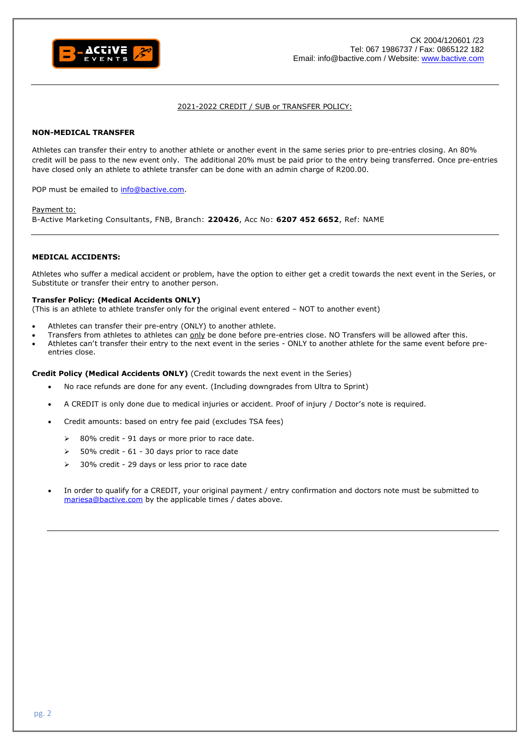CK 2004/120601 /23
Tel: 067 1986737 / Fax: 0865122 182
Email: info@bactive.com / Website: www.bactive.com

---

## 2021-2022 CREDIT / SUB or TRANSFER POLICY:

### NON-MEDICAL TRANSFER

Athletes can transfer their entry to another athlete or another event in the same series prior to pre-entries closing. An 80% credit will be pass to the new event only. The additional 20% must be paid prior to the entry being transferred. Once pre-entries have closed only an athlete to athlete transfer can be done with an admin charge of R200.00.

POP must be emailed to info@bactive.com.

Payment to:
B-Active Marketing Consultants, FNB, Branch: **220426**, Acc No: **6207 452 6652**, Ref: NAME

---

### MEDICAL ACCIDENTS:

Athletes who suffer a medical accident or problem, have the option to either get a credit towards the next event in the Series, or Substitute or transfer their entry to another person.

**Transfer Policy: (Medical Accidents ONLY)**
(This is an athlete to athlete transfer only for the original event entered – NOT to another event)

- Athletes can transfer their pre-entry (ONLY) to another athlete.
- Transfers from athletes to athletes can only be done before pre-entries close. NO Transfers will be allowed after this.
- Athletes can't transfer their entry to the next event in the series - ONLY to another athlete for the same event before pre-entries close.

**Credit Policy (Medical Accidents ONLY)** (Credit towards the next event in the Series)

- No race refunds are done for any event. (Including downgrades from Ultra to Sprint)
- A CREDIT is only done due to medical injuries or accident. Proof of injury / Doctor's note is required.
- Credit amounts: based on entry fee paid (excludes TSA fees)
  - 80% credit - 91 days or more prior to race date.
  - 50% credit - 61 - 30 days prior to race date
  - 30% credit - 29 days or less prior to race date
- In order to qualify for a CREDIT, your original payment / entry confirmation and doctors note must be submitted to mariesa@bactive.com by the applicable times / dates above.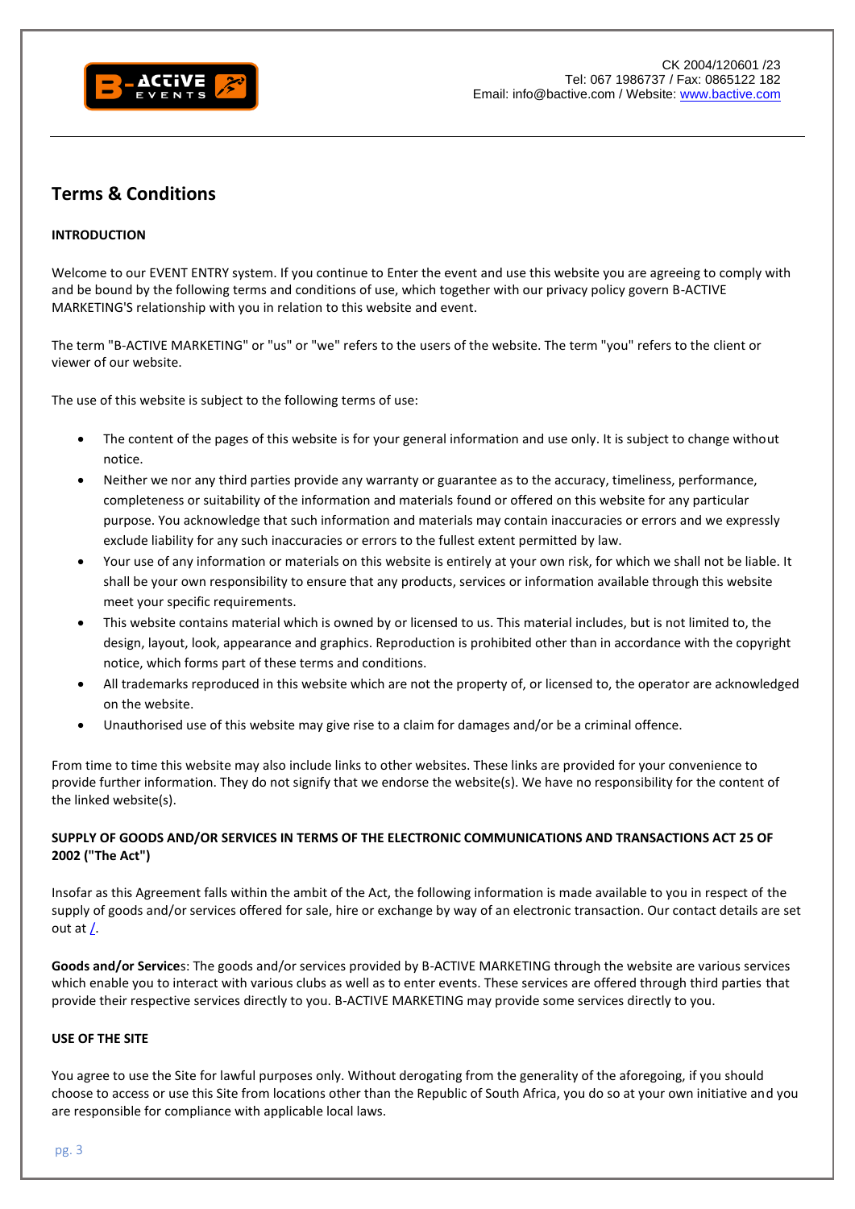CK 2004/120601 /23
Tel: 067 1986737 / Fax: 0865122 182
Email: info@bactive.com / Website: www.bactive.com

# Terms & Conditions

**INTRODUCTION**

Welcome to our EVENT ENTRY system. If you continue to Enter the event and use this website you are agreeing to comply with and be bound by the following terms and conditions of use, which together with our privacy policy govern B-ACTIVE MARKETING'S relationship with you in relation to this website and event.

The term "B-ACTIVE MARKETING" or "us" or "we" refers to the users of the website. The term "you" refers to the client or viewer of our website.

The use of this website is subject to the following terms of use:

- The content of the pages of this website is for your general information and use only. It is subject to change without notice.
- Neither we nor any third parties provide any warranty or guarantee as to the accuracy, timeliness, performance, completeness or suitability of the information and materials found or offered on this website for any particular purpose. You acknowledge that such information and materials may contain inaccuracies or errors and we expressly exclude liability for any such inaccuracies or errors to the fullest extent permitted by law.
- Your use of any information or materials on this website is entirely at your own risk, for which we shall not be liable. It shall be your own responsibility to ensure that any products, services or information available through this website meet your specific requirements.
- This website contains material which is owned by or licensed to us. This material includes, but is not limited to, the design, layout, look, appearance and graphics. Reproduction is prohibited other than in accordance with the copyright notice, which forms part of these terms and conditions.
- All trademarks reproduced in this website which are not the property of, or licensed to, the operator are acknowledged on the website.
- Unauthorised use of this website may give rise to a claim for damages and/or be a criminal offence.

From time to time this website may also include links to other websites. These links are provided for your convenience to provide further information. They do not signify that we endorse the website(s). We have no responsibility for the content of the linked website(s).

**SUPPLY OF GOODS AND/OR SERVICES IN TERMS OF THE ELECTRONIC COMMUNICATIONS AND TRANSACTIONS ACT 25 OF 2002 ("The Act")**

Insofar as this Agreement falls within the ambit of the Act, the following information is made available to you in respect of the supply of goods and/or services offered for sale, hire or exchange by way of an electronic transaction. Our contact details are set out at /.

**Goods and/or Service**s: The goods and/or services provided by B-ACTIVE MARKETING through the website are various services which enable you to interact with various clubs as well as to enter events. These services are offered through third parties that provide their respective services directly to you. B-ACTIVE MARKETING may provide some services directly to you.

**USE OF THE SITE**

You agree to use the Site for lawful purposes only. Without derogating from the generality of the aforegoing, if you should choose to access or use this Site from locations other than the Republic of South Africa, you do so at your own initiative and you are responsible for compliance with applicable local laws.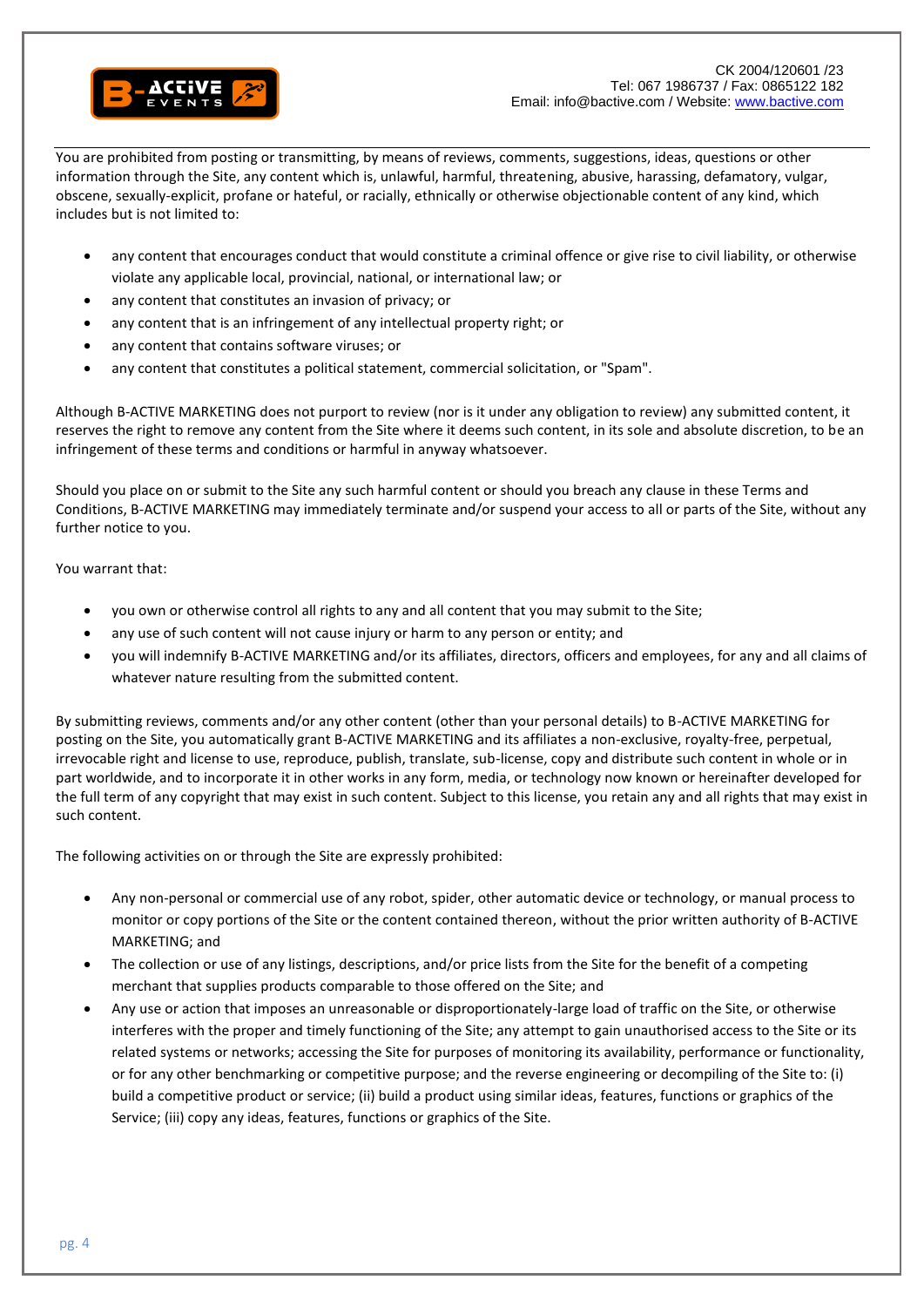You are prohibited from posting or transmitting, by means of reviews, comments, suggestions, ideas, questions or other information through the Site, any content which is, unlawful, harmful, threatening, abusive, harassing, defamatory, vulgar, obscene, sexually-explicit, profane or hateful, or racially, ethnically or otherwise objectionable content of any kind, which includes but is not limited to:

- any content that encourages conduct that would constitute a criminal offence or give rise to civil liability, or otherwise violate any applicable local, provincial, national, or international law; or
- any content that constitutes an invasion of privacy; or
- any content that is an infringement of any intellectual property right; or
- any content that contains software viruses; or
- any content that constitutes a political statement, commercial solicitation, or "Spam".

Although B-ACTIVE MARKETING does not purport to review (nor is it under any obligation to review) any submitted content, it reserves the right to remove any content from the Site where it deems such content, in its sole and absolute discretion, to be an infringement of these terms and conditions or harmful in anyway whatsoever.

Should you place on or submit to the Site any such harmful content or should you breach any clause in these Terms and Conditions, B-ACTIVE MARKETING may immediately terminate and/or suspend your access to all or parts of the Site, without any further notice to you.

You warrant that:

- you own or otherwise control all rights to any and all content that you may submit to the Site;
- any use of such content will not cause injury or harm to any person or entity; and
- you will indemnify B-ACTIVE MARKETING and/or its affiliates, directors, officers and employees, for any and all claims of whatever nature resulting from the submitted content.

By submitting reviews, comments and/or any other content (other than your personal details) to B-ACTIVE MARKETING for posting on the Site, you automatically grant B-ACTIVE MARKETING and its affiliates a non-exclusive, royalty-free, perpetual, irrevocable right and license to use, reproduce, publish, translate, sub-license, copy and distribute such content in whole or in part worldwide, and to incorporate it in other works in any form, media, or technology now known or hereinafter developed for the full term of any copyright that may exist in such content. Subject to this license, you retain any and all rights that may exist in such content.

The following activities on or through the Site are expressly prohibited:

- Any non-personal or commercial use of any robot, spider, other automatic device or technology, or manual process to monitor or copy portions of the Site or the content contained thereon, without the prior written authority of B-ACTIVE MARKETING; and
- The collection or use of any listings, descriptions, and/or price lists from the Site for the benefit of a competing merchant that supplies products comparable to those offered on the Site; and
- Any use or action that imposes an unreasonable or disproportionately-large load of traffic on the Site, or otherwise interferes with the proper and timely functioning of the Site; any attempt to gain unauthorised access to the Site or its related systems or networks; accessing the Site for purposes of monitoring its availability, performance or functionality, or for any other benchmarking or competitive purpose; and the reverse engineering or decompiling of the Site to: (i) build a competitive product or service; (ii) build a product using similar ideas, features, functions or graphics of the Service; (iii) copy any ideas, features, functions or graphics of the Site.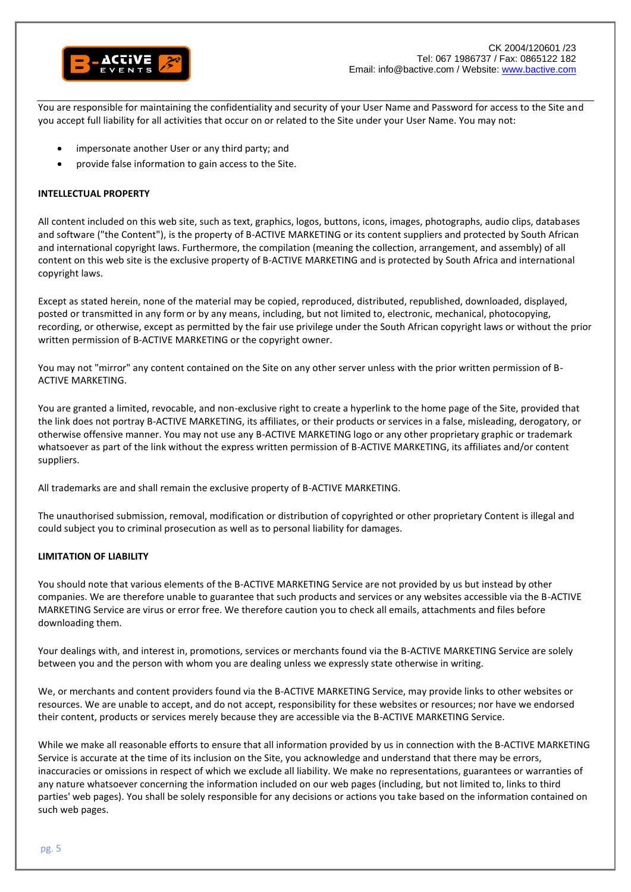You are responsible for maintaining the confidentiality and security of your User Name and Password for access to the Site and you accept full liability for all activities that occur on or related to the Site under your User Name. You may not:

- impersonate another User or any third party; and
- provide false information to gain access to the Site.

**INTELLECTUAL PROPERTY**

All content included on this web site, such as text, graphics, logos, buttons, icons, images, photographs, audio clips, databases and software ("the Content"), is the property of B-ACTIVE MARKETING or its content suppliers and protected by South African and international copyright laws. Furthermore, the compilation (meaning the collection, arrangement, and assembly) of all content on this web site is the exclusive property of B-ACTIVE MARKETING and is protected by South Africa and international copyright laws.

Except as stated herein, none of the material may be copied, reproduced, distributed, republished, downloaded, displayed, posted or transmitted in any form or by any means, including, but not limited to, electronic, mechanical, photocopying, recording, or otherwise, except as permitted by the fair use privilege under the South African copyright laws or without the prior written permission of B-ACTIVE MARKETING or the copyright owner.

You may not "mirror" any content contained on the Site on any other server unless with the prior written permission of B-ACTIVE MARKETING.

You are granted a limited, revocable, and non-exclusive right to create a hyperlink to the home page of the Site, provided that the link does not portray B-ACTIVE MARKETING, its affiliates, or their products or services in a false, misleading, derogatory, or otherwise offensive manner. You may not use any B-ACTIVE MARKETING logo or any other proprietary graphic or trademark whatsoever as part of the link without the express written permission of B-ACTIVE MARKETING, its affiliates and/or content suppliers.

All trademarks are and shall remain the exclusive property of B-ACTIVE MARKETING.

The unauthorised submission, removal, modification or distribution of copyrighted or other proprietary Content is illegal and could subject you to criminal prosecution as well as to personal liability for damages.

**LIMITATION OF LIABILITY**

You should note that various elements of the B-ACTIVE MARKETING Service are not provided by us but instead by other companies. We are therefore unable to guarantee that such products and services or any websites accessible via the B-ACTIVE MARKETING Service are virus or error free. We therefore caution you to check all emails, attachments and files before downloading them.

Your dealings with, and interest in, promotions, services or merchants found via the B-ACTIVE MARKETING Service are solely between you and the person with whom you are dealing unless we expressly state otherwise in writing.

We, or merchants and content providers found via the B-ACTIVE MARKETING Service, may provide links to other websites or resources. We are unable to accept, and do not accept, responsibility for these websites or resources; nor have we endorsed their content, products or services merely because they are accessible via the B-ACTIVE MARKETING Service.

While we make all reasonable efforts to ensure that all information provided by us in connection with the B-ACTIVE MARKETING Service is accurate at the time of its inclusion on the Site, you acknowledge and understand that there may be errors, inaccuracies or omissions in respect of which we exclude all liability. We make no representations, guarantees or warranties of any nature whatsoever concerning the information included on our web pages (including, but not limited to, links to third parties' web pages). You shall be solely responsible for any decisions or actions you take based on the information contained on such web pages.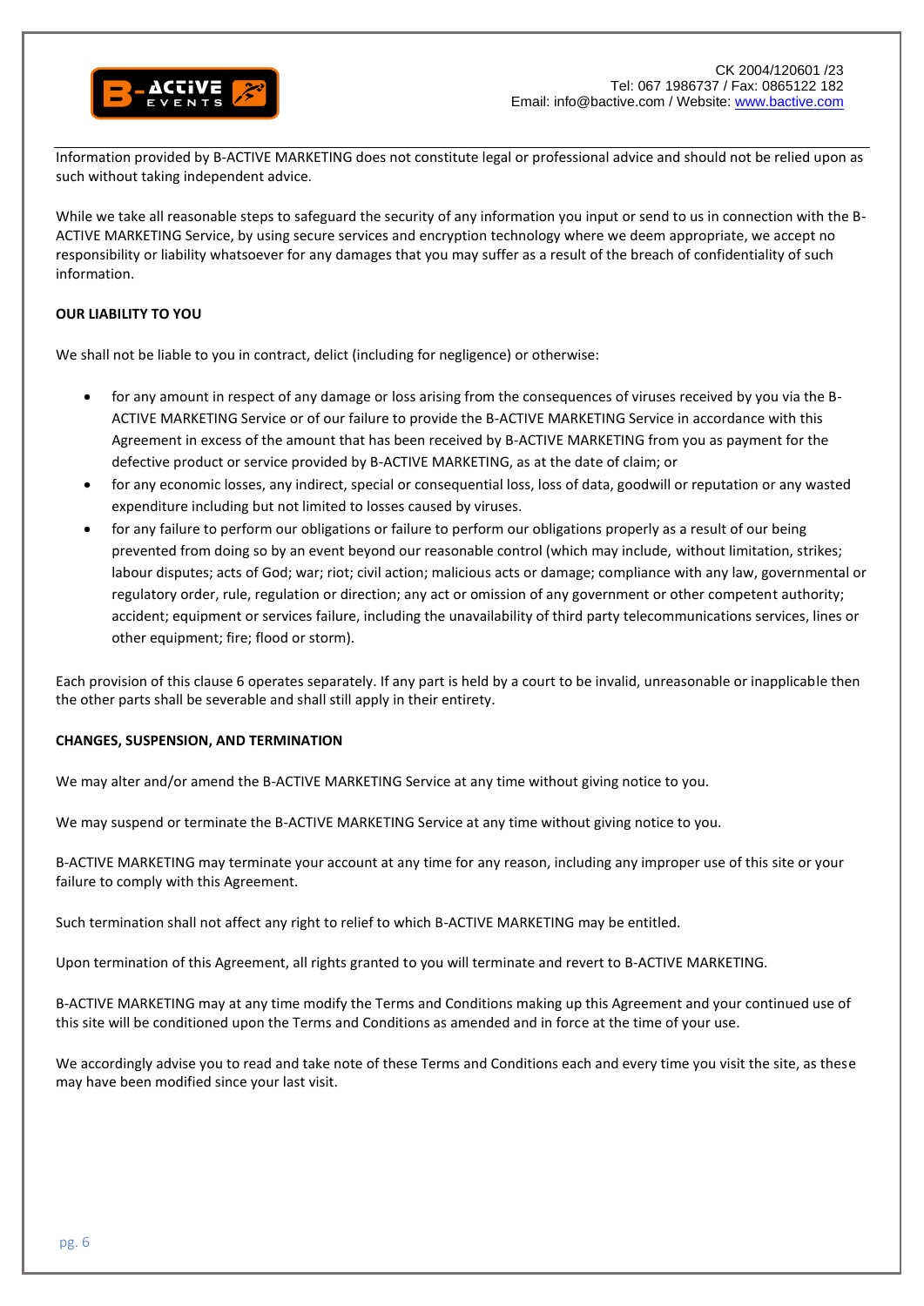Information provided by B-ACTIVE MARKETING does not constitute legal or professional advice and should not be relied upon as such without taking independent advice.

While we take all reasonable steps to safeguard the security of any information you input or send to us in connection with the B-ACTIVE MARKETING Service, by using secure services and encryption technology where we deem appropriate, we accept no responsibility or liability whatsoever for any damages that you may suffer as a result of the breach of confidentiality of such information.

**OUR LIABILITY TO YOU**

We shall not be liable to you in contract, delict (including for negligence) or otherwise:

- for any amount in respect of any damage or loss arising from the consequences of viruses received by you via the B-ACTIVE MARKETING Service or of our failure to provide the B-ACTIVE MARKETING Service in accordance with this Agreement in excess of the amount that has been received by B-ACTIVE MARKETING from you as payment for the defective product or service provided by B-ACTIVE MARKETING, as at the date of claim; or
- for any economic losses, any indirect, special or consequential loss, loss of data, goodwill or reputation or any wasted expenditure including but not limited to losses caused by viruses.
- for any failure to perform our obligations or failure to perform our obligations properly as a result of our being prevented from doing so by an event beyond our reasonable control (which may include, without limitation, strikes; labour disputes; acts of God; war; riot; civil action; malicious acts or damage; compliance with any law, governmental or regulatory order, rule, regulation or direction; any act or omission of any government or other competent authority; accident; equipment or services failure, including the unavailability of third party telecommunications services, lines or other equipment; fire; flood or storm).

Each provision of this clause 6 operates separately. If any part is held by a court to be invalid, unreasonable or inapplicable then the other parts shall be severable and shall still apply in their entirety.

**CHANGES, SUSPENSION, AND TERMINATION**

We may alter and/or amend the B-ACTIVE MARKETING Service at any time without giving notice to you.

We may suspend or terminate the B-ACTIVE MARKETING Service at any time without giving notice to you.

B-ACTIVE MARKETING may terminate your account at any time for any reason, including any improper use of this site or your failure to comply with this Agreement.

Such termination shall not affect any right to relief to which B-ACTIVE MARKETING may be entitled.

Upon termination of this Agreement, all rights granted to you will terminate and revert to B-ACTIVE MARKETING.

B-ACTIVE MARKETING may at any time modify the Terms and Conditions making up this Agreement and your continued use of this site will be conditioned upon the Terms and Conditions as amended and in force at the time of your use.

We accordingly advise you to read and take note of these Terms and Conditions each and every time you visit the site, as these may have been modified since your last visit.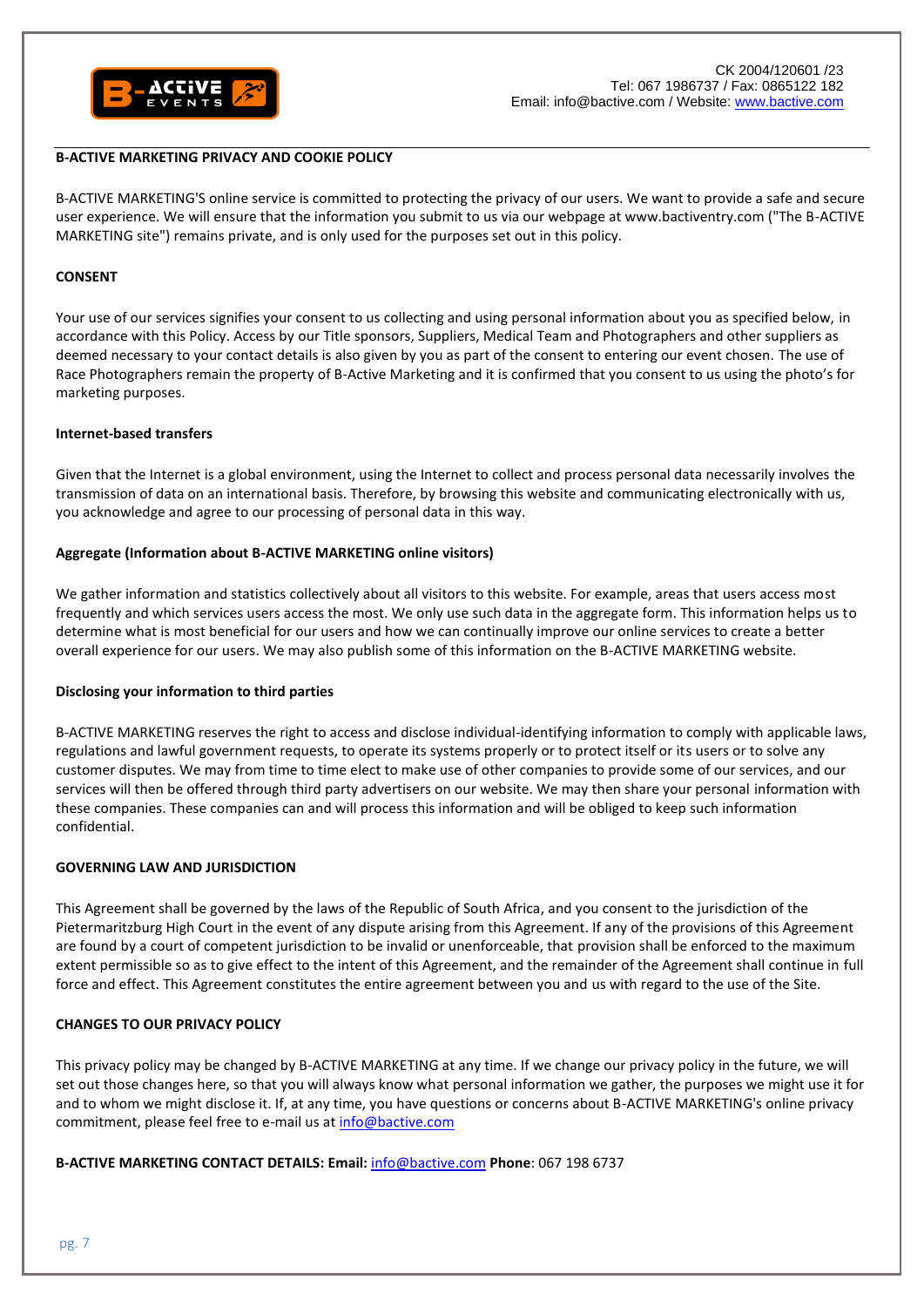CK 2004/120601 /23
Tel: 067 1986737 / Fax: 0865122 182
Email: info@bactive.com / Website: www.bactive.com

## B-ACTIVE MARKETING PRIVACY AND COOKIE POLICY

B-ACTIVE MARKETING'S online service is committed to protecting the privacy of our users. We want to provide a safe and secure user experience. We will ensure that the information you submit to us via our webpage at www.bactiventry.com ("The B-ACTIVE MARKETING site") remains private, and is only used for the purposes set out in this policy.

### CONSENT

Your use of our services signifies your consent to us collecting and using personal information about you as specified below, in accordance with this Policy. Access by our Title sponsors, Suppliers, Medical Team and Photographers and other suppliers as deemed necessary to your contact details is also given by you as part of the consent to entering our event chosen. The use of Race Photographers remain the property of B-Active Marketing and it is confirmed that you consent to us using the photo's for marketing purposes.

### Internet-based transfers

Given that the Internet is a global environment, using the Internet to collect and process personal data necessarily involves the transmission of data on an international basis. Therefore, by browsing this website and communicating electronically with us, you acknowledge and agree to our processing of personal data in this way.

### Aggregate (Information about B-ACTIVE MARKETING online visitors)

We gather information and statistics collectively about all visitors to this website. For example, areas that users access most frequently and which services users access the most. We only use such data in the aggregate form. This information helps us to determine what is most beneficial for our users and how we can continually improve our online services to create a better overall experience for our users. We may also publish some of this information on the B-ACTIVE MARKETING website.

### Disclosing your information to third parties

B-ACTIVE MARKETING reserves the right to access and disclose individual-identifying information to comply with applicable laws, regulations and lawful government requests, to operate its systems properly or to protect itself or its users or to solve any customer disputes. We may from time to time elect to make use of other companies to provide some of our services, and our services will then be offered through third party advertisers on our website. We may then share your personal information with these companies. These companies can and will process this information and will be obliged to keep such information confidential.

### GOVERNING LAW AND JURISDICTION

This Agreement shall be governed by the laws of the Republic of South Africa, and you consent to the jurisdiction of the Pietermaritzburg High Court in the event of any dispute arising from this Agreement. If any of the provisions of this Agreement are found by a court of competent jurisdiction to be invalid or unenforceable, that provision shall be enforced to the maximum extent permissible so as to give effect to the intent of this Agreement, and the remainder of the Agreement shall continue in full force and effect. This Agreement constitutes the entire agreement between you and us with regard to the use of the Site.

### CHANGES TO OUR PRIVACY POLICY

This privacy policy may be changed by B-ACTIVE MARKETING at any time. If we change our privacy policy in the future, we will set out those changes here, so that you will always know what personal information we gather, the purposes we might use it for and to whom we might disclose it. If, at any time, you have questions or concerns about B-ACTIVE MARKETING's online privacy commitment, please feel free to e-mail us at info@bactive.com

**B-ACTIVE MARKETING CONTACT DETAILS: Email:** info@bactive.com **Phone**: 067 198 6737